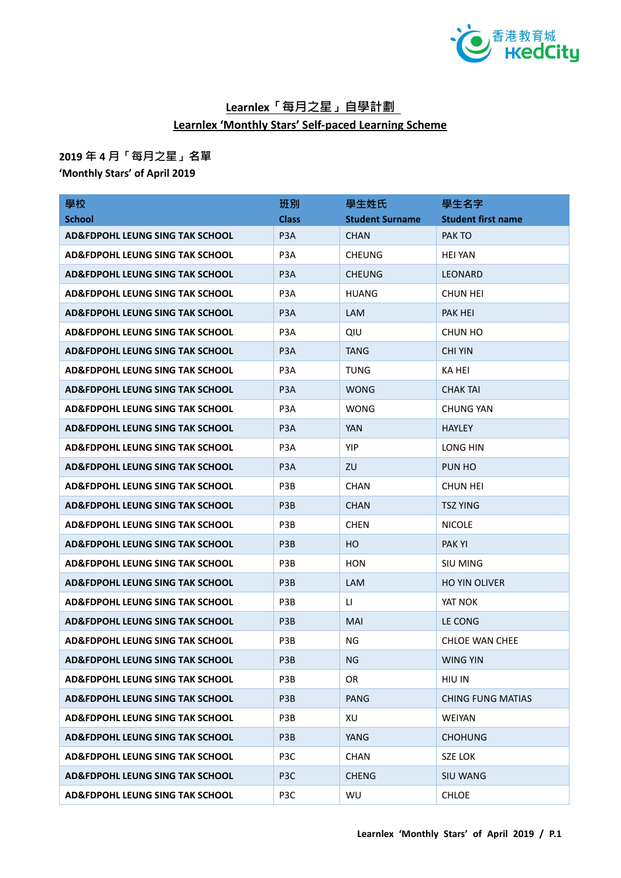# Learnlex「每月之星」自學計劃
# Learnlex 'Monthly Stars' Self-paced Learning Scheme

## 2019 年 4 月「每月之星」名單
## 'Monthly Stars' of April 2019

| 學校<br>School | 班別<br>Class | 學生姓氏<br>Student Surname | 學生名字<br>Student first name |
|---|---|---|---|
| AD&FDPOHL LEUNG SING TAK SCHOOL | P3A | CHAN | PAK TO |
| AD&FDPOHL LEUNG SING TAK SCHOOL | P3A | CHEUNG | HEI YAN |
| AD&FDPOHL LEUNG SING TAK SCHOOL | P3A | CHEUNG | LEONARD |
| AD&FDPOHL LEUNG SING TAK SCHOOL | P3A | HUANG | CHUN HEI |
| AD&FDPOHL LEUNG SING TAK SCHOOL | P3A | LAM | PAK HEI |
| AD&FDPOHL LEUNG SING TAK SCHOOL | P3A | QIU | CHUN HO |
| AD&FDPOHL LEUNG SING TAK SCHOOL | P3A | TANG | CHI YIN |
| AD&FDPOHL LEUNG SING TAK SCHOOL | P3A | TUNG | KA HEI |
| AD&FDPOHL LEUNG SING TAK SCHOOL | P3A | WONG | CHAK TAI |
| AD&FDPOHL LEUNG SING TAK SCHOOL | P3A | WONG | CHUNG YAN |
| AD&FDPOHL LEUNG SING TAK SCHOOL | P3A | YAN | HAYLEY |
| AD&FDPOHL LEUNG SING TAK SCHOOL | P3A | YIP | LONG HIN |
| AD&FDPOHL LEUNG SING TAK SCHOOL | P3A | ZU | PUN HO |
| AD&FDPOHL LEUNG SING TAK SCHOOL | P3B | CHAN | CHUN HEI |
| AD&FDPOHL LEUNG SING TAK SCHOOL | P3B | CHAN | TSZ YING |
| AD&FDPOHL LEUNG SING TAK SCHOOL | P3B | CHEN | NICOLE |
| AD&FDPOHL LEUNG SING TAK SCHOOL | P3B | HO | PAK YI |
| AD&FDPOHL LEUNG SING TAK SCHOOL | P3B | HON | SIU MING |
| AD&FDPOHL LEUNG SING TAK SCHOOL | P3B | LAM | HO YIN OLIVER |
| AD&FDPOHL LEUNG SING TAK SCHOOL | P3B | LI | YAT NOK |
| AD&FDPOHL LEUNG SING TAK SCHOOL | P3B | MAI | LE CONG |
| AD&FDPOHL LEUNG SING TAK SCHOOL | P3B | NG | CHLOE WAN CHEE |
| AD&FDPOHL LEUNG SING TAK SCHOOL | P3B | NG | WING YIN |
| AD&FDPOHL LEUNG SING TAK SCHOOL | P3B | OR | HIU IN |
| AD&FDPOHL LEUNG SING TAK SCHOOL | P3B | PANG | CHING FUNG MATIAS |
| AD&FDPOHL LEUNG SING TAK SCHOOL | P3B | XU | WEIYAN |
| AD&FDPOHL LEUNG SING TAK SCHOOL | P3B | YANG | CHOHUNG |
| AD&FDPOHL LEUNG SING TAK SCHOOL | P3C | CHAN | SZE LOK |
| AD&FDPOHL LEUNG SING TAK SCHOOL | P3C | CHENG | SIU WANG |
| AD&FDPOHL LEUNG SING TAK SCHOOL | P3C | WU | CHLOE |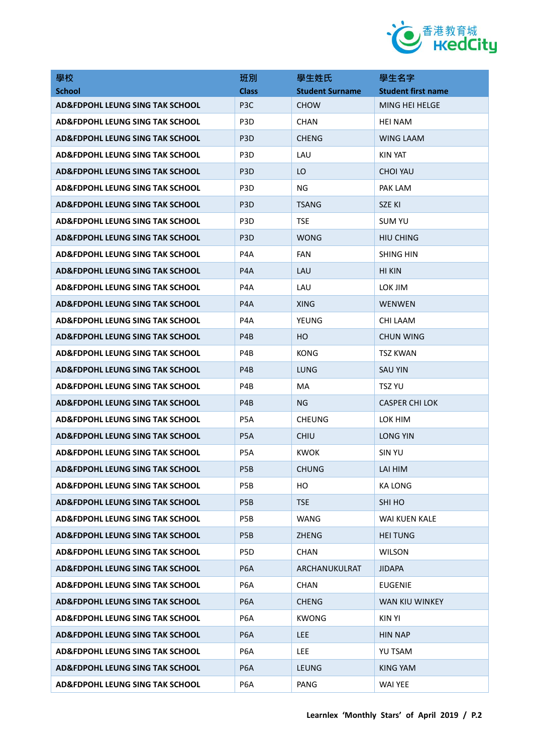| 學校<br>School | 班別<br>Class | 學生姓氏<br>Student Surname | 學生名字<br>Student first name |
|---|---|---|---|
| **AD&FDPOHL LEUNG SING TAK SCHOOL** | P3C | CHOW | MING HEI HELGE |
| **AD&FDPOHL LEUNG SING TAK SCHOOL** | P3D | CHAN | HEI NAM |
| **AD&FDPOHL LEUNG SING TAK SCHOOL** | P3D | CHENG | WING LAAM |
| **AD&FDPOHL LEUNG SING TAK SCHOOL** | P3D | LAU | KIN YAT |
| **AD&FDPOHL LEUNG SING TAK SCHOOL** | P3D | LO | CHOI YAU |
| **AD&FDPOHL LEUNG SING TAK SCHOOL** | P3D | NG | PAK LAM |
| **AD&FDPOHL LEUNG SING TAK SCHOOL** | P3D | TSANG | SZE KI |
| **AD&FDPOHL LEUNG SING TAK SCHOOL** | P3D | TSE | SUM YU |
| **AD&FDPOHL LEUNG SING TAK SCHOOL** | P3D | WONG | HIU CHING |
| **AD&FDPOHL LEUNG SING TAK SCHOOL** | P4A | FAN | SHING HIN |
| **AD&FDPOHL LEUNG SING TAK SCHOOL** | P4A | LAU | HI KIN |
| **AD&FDPOHL LEUNG SING TAK SCHOOL** | P4A | LAU | LOK JIM |
| **AD&FDPOHL LEUNG SING TAK SCHOOL** | P4A | XING | WENWEN |
| **AD&FDPOHL LEUNG SING TAK SCHOOL** | P4A | YEUNG | CHI LAAM |
| **AD&FDPOHL LEUNG SING TAK SCHOOL** | P4B | HO | CHUN WING |
| **AD&FDPOHL LEUNG SING TAK SCHOOL** | P4B | KONG | TSZ KWAN |
| **AD&FDPOHL LEUNG SING TAK SCHOOL** | P4B | LUNG | SAU YIN |
| **AD&FDPOHL LEUNG SING TAK SCHOOL** | P4B | MA | TSZ YU |
| **AD&FDPOHL LEUNG SING TAK SCHOOL** | P4B | NG | CASPER CHI LOK |
| **AD&FDPOHL LEUNG SING TAK SCHOOL** | P5A | CHEUNG | LOK HIM |
| **AD&FDPOHL LEUNG SING TAK SCHOOL** | P5A | CHIU | LONG YIN |
| **AD&FDPOHL LEUNG SING TAK SCHOOL** | P5A | KWOK | SIN YU |
| **AD&FDPOHL LEUNG SING TAK SCHOOL** | P5B | CHUNG | LAI HIM |
| **AD&FDPOHL LEUNG SING TAK SCHOOL** | P5B | HO | KA LONG |
| **AD&FDPOHL LEUNG SING TAK SCHOOL** | P5B | TSE | SHI HO |
| **AD&FDPOHL LEUNG SING TAK SCHOOL** | P5B | WANG | WAI KUEN KALE |
| **AD&FDPOHL LEUNG SING TAK SCHOOL** | P5B | ZHENG | HEI TUNG |
| **AD&FDPOHL LEUNG SING TAK SCHOOL** | P5D | CHAN | WILSON |
| **AD&FDPOHL LEUNG SING TAK SCHOOL** | P6A | ARCHANUKULRAT | JIDAPA |
| **AD&FDPOHL LEUNG SING TAK SCHOOL** | P6A | CHAN | EUGENIE |
| **AD&FDPOHL LEUNG SING TAK SCHOOL** | P6A | CHENG | WAN KIU WINKEY |
| **AD&FDPOHL LEUNG SING TAK SCHOOL** | P6A | KWONG | KIN YI |
| **AD&FDPOHL LEUNG SING TAK SCHOOL** | P6A | LEE | HIN NAP |
| **AD&FDPOHL LEUNG SING TAK SCHOOL** | P6A | LEE | YU TSAM |
| **AD&FDPOHL LEUNG SING TAK SCHOOL** | P6A | LEUNG | KING YAM |
| **AD&FDPOHL LEUNG SING TAK SCHOOL** | P6A | PANG | WAI YEE |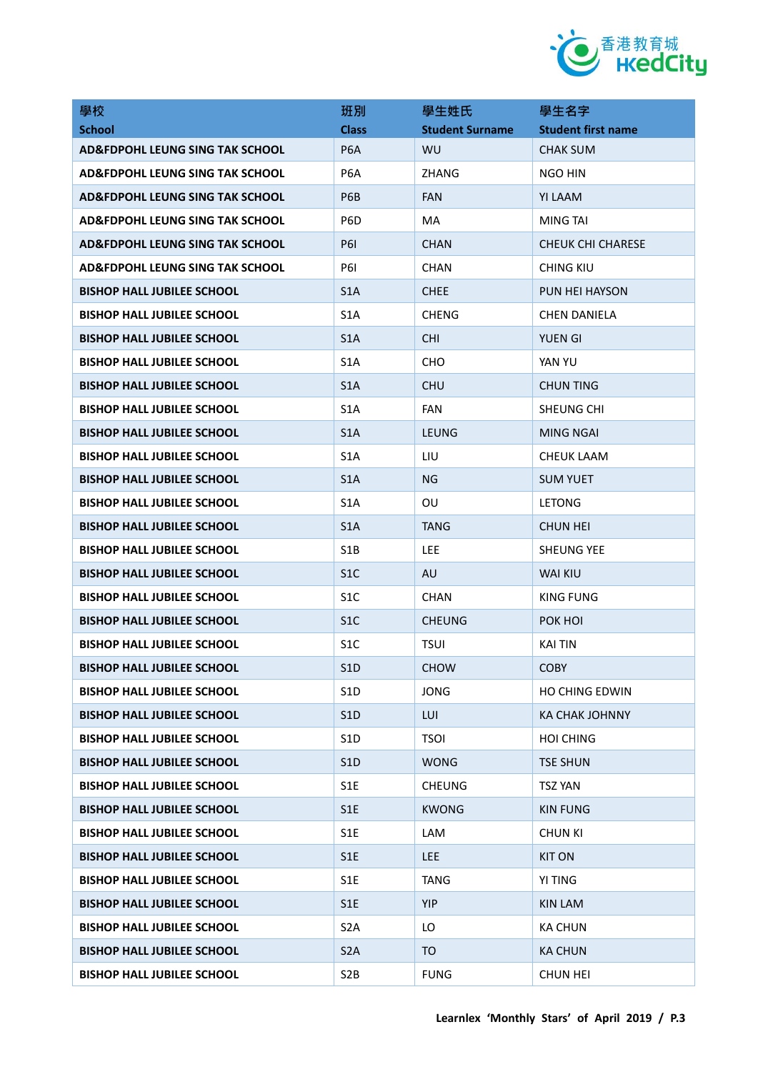| 學校<br>School | 班別<br>Class | 學生姓氏<br>Student Surname | 學生名字<br>Student first name |
|---|---|---|---|
| AD&FDPOHL LEUNG SING TAK SCHOOL | P6A | WU | CHAK SUM |
| AD&FDPOHL LEUNG SING TAK SCHOOL | P6A | ZHANG | NGO HIN |
| AD&FDPOHL LEUNG SING TAK SCHOOL | P6B | FAN | YI LAAM |
| AD&FDPOHL LEUNG SING TAK SCHOOL | P6D | MA | MING TAI |
| AD&FDPOHL LEUNG SING TAK SCHOOL | P6I | CHAN | CHEUK CHI CHARESE |
| AD&FDPOHL LEUNG SING TAK SCHOOL | P6I | CHAN | CHING KIU |
| BISHOP HALL JUBILEE SCHOOL | S1A | CHEE | PUN HEI HAYSON |
| BISHOP HALL JUBILEE SCHOOL | S1A | CHENG | CHEN DANIELA |
| BISHOP HALL JUBILEE SCHOOL | S1A | CHI | YUEN GI |
| BISHOP HALL JUBILEE SCHOOL | S1A | CHO | YAN YU |
| BISHOP HALL JUBILEE SCHOOL | S1A | CHU | CHUN TING |
| BISHOP HALL JUBILEE SCHOOL | S1A | FAN | SHEUNG CHI |
| BISHOP HALL JUBILEE SCHOOL | S1A | LEUNG | MING NGAI |
| BISHOP HALL JUBILEE SCHOOL | S1A | LIU | CHEUK LAAM |
| BISHOP HALL JUBILEE SCHOOL | S1A | NG | SUM YUET |
| BISHOP HALL JUBILEE SCHOOL | S1A | OU | LETONG |
| BISHOP HALL JUBILEE SCHOOL | S1A | TANG | CHUN HEI |
| BISHOP HALL JUBILEE SCHOOL | S1B | LEE | SHEUNG YEE |
| BISHOP HALL JUBILEE SCHOOL | S1C | AU | WAI KIU |
| BISHOP HALL JUBILEE SCHOOL | S1C | CHAN | KING FUNG |
| BISHOP HALL JUBILEE SCHOOL | S1C | CHEUNG | POK HOI |
| BISHOP HALL JUBILEE SCHOOL | S1C | TSUI | KAI TIN |
| BISHOP HALL JUBILEE SCHOOL | S1D | CHOW | COBY |
| BISHOP HALL JUBILEE SCHOOL | S1D | JONG | HO CHING EDWIN |
| BISHOP HALL JUBILEE SCHOOL | S1D | LUI | KA CHAK JOHNNY |
| BISHOP HALL JUBILEE SCHOOL | S1D | TSOI | HOI CHING |
| BISHOP HALL JUBILEE SCHOOL | S1D | WONG | TSE SHUN |
| BISHOP HALL JUBILEE SCHOOL | S1E | CHEUNG | TSZ YAN |
| BISHOP HALL JUBILEE SCHOOL | S1E | KWONG | KIN FUNG |
| BISHOP HALL JUBILEE SCHOOL | S1E | LAM | CHUN KI |
| BISHOP HALL JUBILEE SCHOOL | S1E | LEE | KIT ON |
| BISHOP HALL JUBILEE SCHOOL | S1E | TANG | YI TING |
| BISHOP HALL JUBILEE SCHOOL | S1E | YIP | KIN LAM |
| BISHOP HALL JUBILEE SCHOOL | S2A | LO | KA CHUN |
| BISHOP HALL JUBILEE SCHOOL | S2A | TO | KA CHUN |
| BISHOP HALL JUBILEE SCHOOL | S2B | FUNG | CHUN HEI |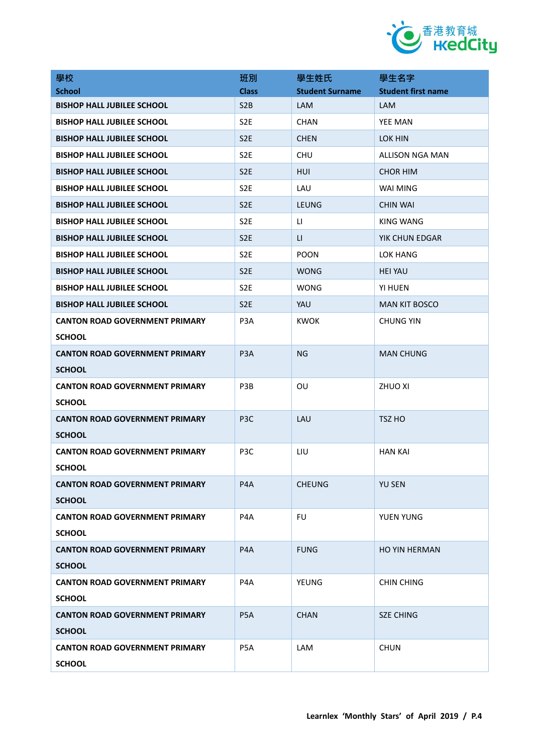| 學校<br>School | 班別<br>Class | 學生姓氏<br>Student Surname | 學生名字<br>Student first name |
|---|---|---|---|
| **BISHOP HALL JUBILEE SCHOOL** | S2B | LAM | LAM |
| **BISHOP HALL JUBILEE SCHOOL** | S2E | CHAN | YEE MAN |
| **BISHOP HALL JUBILEE SCHOOL** | S2E | CHEN | LOK HIN |
| **BISHOP HALL JUBILEE SCHOOL** | S2E | CHU | ALLISON NGA MAN |
| **BISHOP HALL JUBILEE SCHOOL** | S2E | HUI | CHOR HIM |
| **BISHOP HALL JUBILEE SCHOOL** | S2E | LAU | WAI MING |
| **BISHOP HALL JUBILEE SCHOOL** | S2E | LEUNG | CHIN WAI |
| **BISHOP HALL JUBILEE SCHOOL** | S2E | LI | KING WANG |
| **BISHOP HALL JUBILEE SCHOOL** | S2E | LI | YIK CHUN EDGAR |
| **BISHOP HALL JUBILEE SCHOOL** | S2E | POON | LOK HANG |
| **BISHOP HALL JUBILEE SCHOOL** | S2E | WONG | HEI YAU |
| **BISHOP HALL JUBILEE SCHOOL** | S2E | WONG | YI HUEN |
| **BISHOP HALL JUBILEE SCHOOL** | S2E | YAU | MAN KIT BOSCO |
| **CANTON ROAD GOVERNMENT PRIMARY SCHOOL** | P3A | KWOK | CHUNG YIN |
| **CANTON ROAD GOVERNMENT PRIMARY SCHOOL** | P3A | NG | MAN CHUNG |
| **CANTON ROAD GOVERNMENT PRIMARY SCHOOL** | P3B | OU | ZHUO XI |
| **CANTON ROAD GOVERNMENT PRIMARY SCHOOL** | P3C | LAU | TSZ HO |
| **CANTON ROAD GOVERNMENT PRIMARY SCHOOL** | P3C | LIU | HAN KAI |
| **CANTON ROAD GOVERNMENT PRIMARY SCHOOL** | P4A | CHEUNG | YU SEN |
| **CANTON ROAD GOVERNMENT PRIMARY SCHOOL** | P4A | FU | YUEN YUNG |
| **CANTON ROAD GOVERNMENT PRIMARY SCHOOL** | P4A | FUNG | HO YIN HERMAN |
| **CANTON ROAD GOVERNMENT PRIMARY SCHOOL** | P4A | YEUNG | CHIN CHING |
| **CANTON ROAD GOVERNMENT PRIMARY SCHOOL** | P5A | CHAN | SZE CHING |
| **CANTON ROAD GOVERNMENT PRIMARY SCHOOL** | P5A | LAM | CHUN |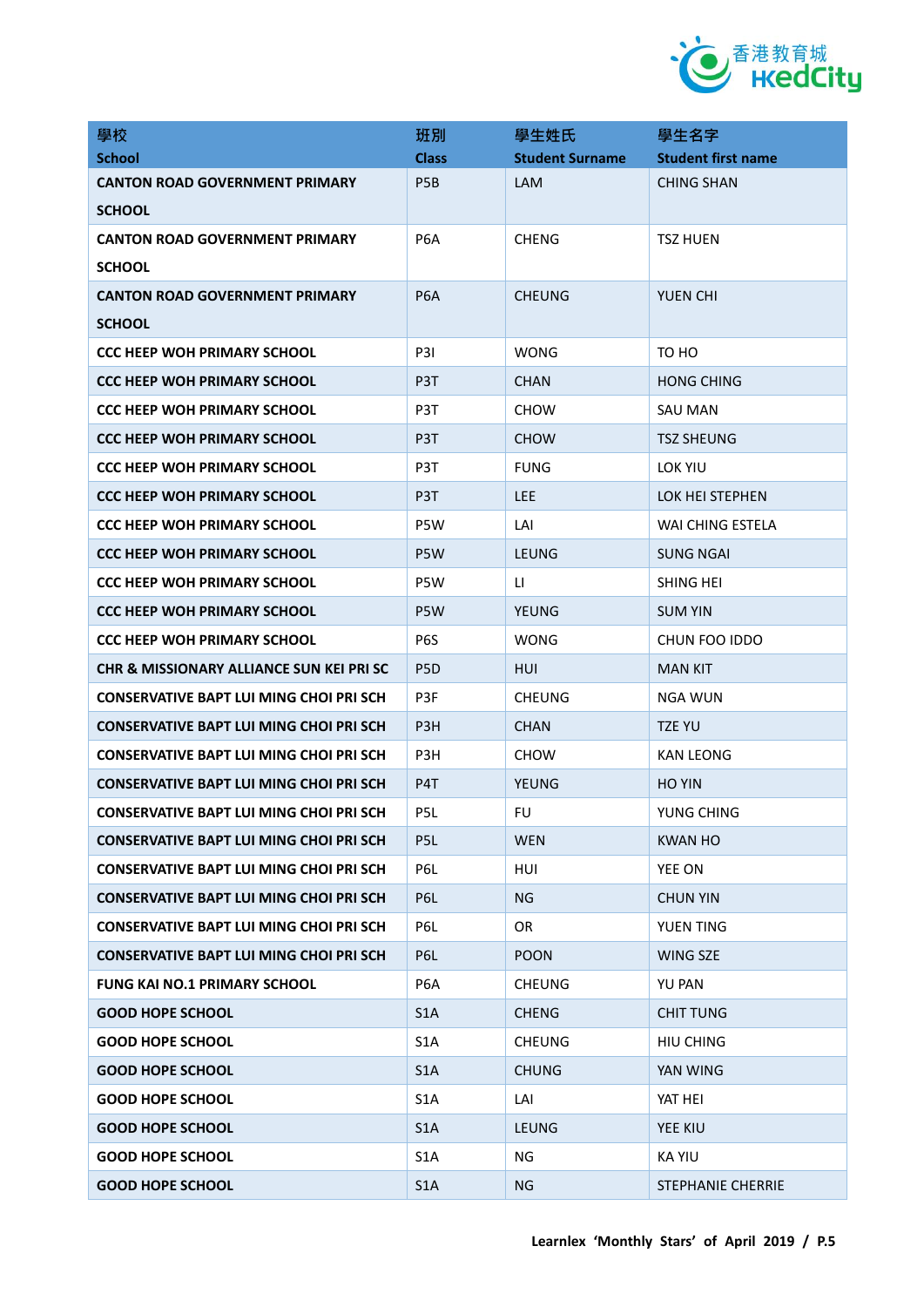| 學校<br>School | 班別<br>Class | 學生姓氏<br>Student Surname | 學生名字<br>Student first name |
|---|---|---|---|
| CANTON ROAD GOVERNMENT PRIMARY SCHOOL | P5B | LAM | CHING SHAN |
| CANTON ROAD GOVERNMENT PRIMARY SCHOOL | P6A | CHENG | TSZ HUEN |
| CANTON ROAD GOVERNMENT PRIMARY SCHOOL | P6A | CHEUNG | YUEN CHI |
| CCC HEEP WOH PRIMARY SCHOOL | P3I | WONG | TO HO |
| CCC HEEP WOH PRIMARY SCHOOL | P3T | CHAN | HONG CHING |
| CCC HEEP WOH PRIMARY SCHOOL | P3T | CHOW | SAU MAN |
| CCC HEEP WOH PRIMARY SCHOOL | P3T | CHOW | TSZ SHEUNG |
| CCC HEEP WOH PRIMARY SCHOOL | P3T | FUNG | LOK YIU |
| CCC HEEP WOH PRIMARY SCHOOL | P3T | LEE | LOK HEI STEPHEN |
| CCC HEEP WOH PRIMARY SCHOOL | P5W | LAI | WAI CHING ESTELA |
| CCC HEEP WOH PRIMARY SCHOOL | P5W | LEUNG | SUNG NGAI |
| CCC HEEP WOH PRIMARY SCHOOL | P5W | LI | SHING HEI |
| CCC HEEP WOH PRIMARY SCHOOL | P5W | YEUNG | SUM YIN |
| CCC HEEP WOH PRIMARY SCHOOL | P6S | WONG | CHUN FOO IDDO |
| CHR & MISSIONARY ALLIANCE SUN KEI PRI SC | P5D | HUI | MAN KIT |
| CONSERVATIVE BAPT LUI MING CHOI PRI SCH | P3F | CHEUNG | NGA WUN |
| CONSERVATIVE BAPT LUI MING CHOI PRI SCH | P3H | CHAN | TZE YU |
| CONSERVATIVE BAPT LUI MING CHOI PRI SCH | P3H | CHOW | KAN LEONG |
| CONSERVATIVE BAPT LUI MING CHOI PRI SCH | P4T | YEUNG | HO YIN |
| CONSERVATIVE BAPT LUI MING CHOI PRI SCH | P5L | FU | YUNG CHING |
| CONSERVATIVE BAPT LUI MING CHOI PRI SCH | P5L | WEN | KWAN HO |
| CONSERVATIVE BAPT LUI MING CHOI PRI SCH | P6L | HUI | YEE ON |
| CONSERVATIVE BAPT LUI MING CHOI PRI SCH | P6L | NG | CHUN YIN |
| CONSERVATIVE BAPT LUI MING CHOI PRI SCH | P6L | OR | YUEN TING |
| CONSERVATIVE BAPT LUI MING CHOI PRI SCH | P6L | POON | WING SZE |
| FUNG KAI NO.1 PRIMARY SCHOOL | P6A | CHEUNG | YU PAN |
| GOOD HOPE SCHOOL | S1A | CHENG | CHIT TUNG |
| GOOD HOPE SCHOOL | S1A | CHEUNG | HIU CHING |
| GOOD HOPE SCHOOL | S1A | CHUNG | YAN WING |
| GOOD HOPE SCHOOL | S1A | LAI | YAT HEI |
| GOOD HOPE SCHOOL | S1A | LEUNG | YEE KIU |
| GOOD HOPE SCHOOL | S1A | NG | KA YIU |
| GOOD HOPE SCHOOL | S1A | NG | STEPHANIE CHERRIE |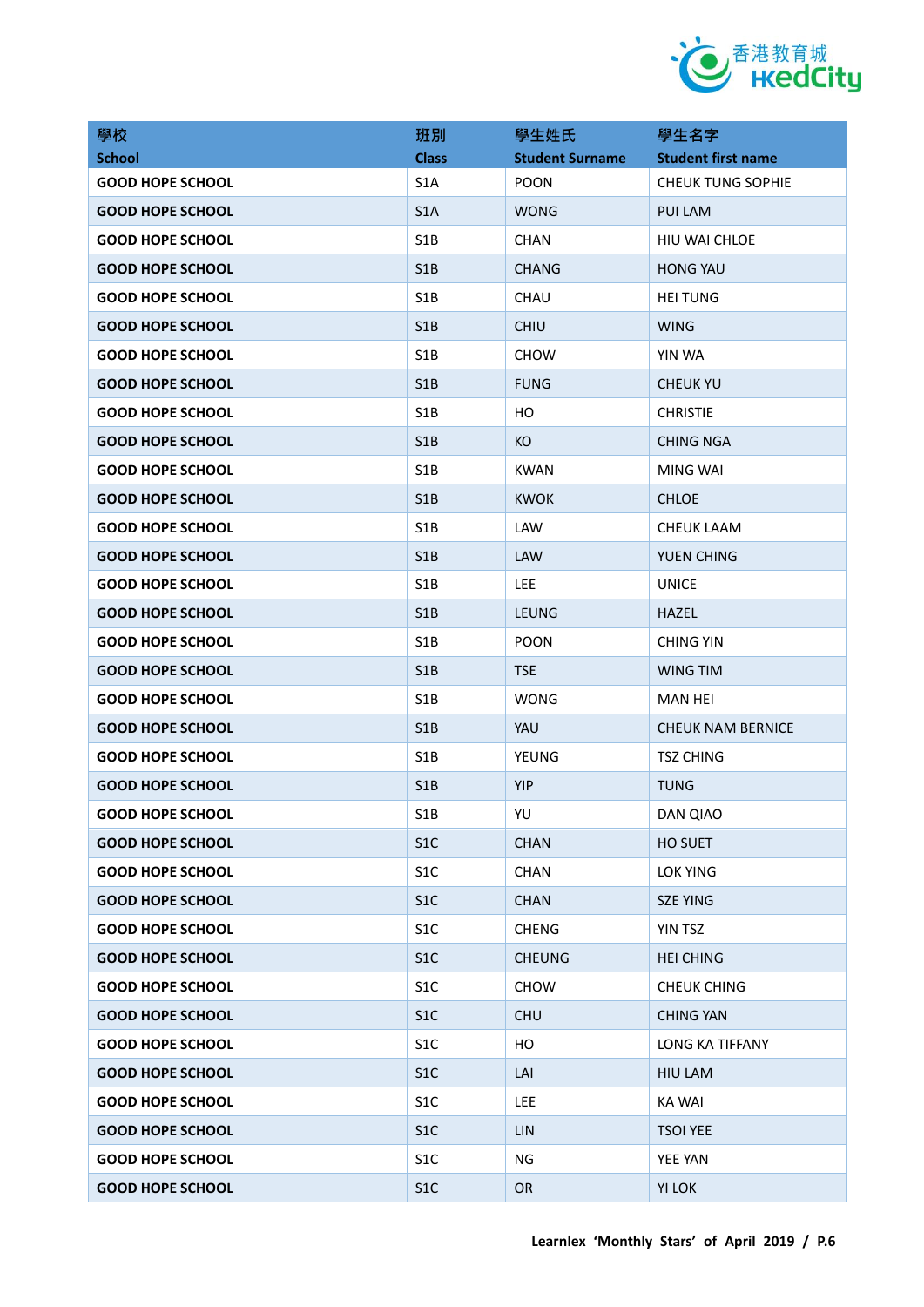| 學校 School | 班別 Class | 學生姓氏 Student Surname | 學生名字 Student first name |
|---|---|---|---|
| GOOD HOPE SCHOOL | S1A | POON | CHEUK TUNG SOPHIE |
| GOOD HOPE SCHOOL | S1A | WONG | PUI LAM |
| GOOD HOPE SCHOOL | S1B | CHAN | HIU WAI CHLOE |
| GOOD HOPE SCHOOL | S1B | CHANG | HONG YAU |
| GOOD HOPE SCHOOL | S1B | CHAU | HEI TUNG |
| GOOD HOPE SCHOOL | S1B | CHIU | WING |
| GOOD HOPE SCHOOL | S1B | CHOW | YIN WA |
| GOOD HOPE SCHOOL | S1B | FUNG | CHEUK YU |
| GOOD HOPE SCHOOL | S1B | HO | CHRISTIE |
| GOOD HOPE SCHOOL | S1B | KO | CHING NGA |
| GOOD HOPE SCHOOL | S1B | KWAN | MING WAI |
| GOOD HOPE SCHOOL | S1B | KWOK | CHLOE |
| GOOD HOPE SCHOOL | S1B | LAW | CHEUK LAAM |
| GOOD HOPE SCHOOL | S1B | LAW | YUEN CHING |
| GOOD HOPE SCHOOL | S1B | LEE | UNICE |
| GOOD HOPE SCHOOL | S1B | LEUNG | HAZEL |
| GOOD HOPE SCHOOL | S1B | POON | CHING YIN |
| GOOD HOPE SCHOOL | S1B | TSE | WING TIM |
| GOOD HOPE SCHOOL | S1B | WONG | MAN HEI |
| GOOD HOPE SCHOOL | S1B | YAU | CHEUK NAM BERNICE |
| GOOD HOPE SCHOOL | S1B | YEUNG | TSZ CHING |
| GOOD HOPE SCHOOL | S1B | YIP | TUNG |
| GOOD HOPE SCHOOL | S1B | YU | DAN QIAO |
| GOOD HOPE SCHOOL | S1C | CHAN | HO SUET |
| GOOD HOPE SCHOOL | S1C | CHAN | LOK YING |
| GOOD HOPE SCHOOL | S1C | CHAN | SZE YING |
| GOOD HOPE SCHOOL | S1C | CHENG | YIN TSZ |
| GOOD HOPE SCHOOL | S1C | CHEUNG | HEI CHING |
| GOOD HOPE SCHOOL | S1C | CHOW | CHEUK CHING |
| GOOD HOPE SCHOOL | S1C | CHU | CHING YAN |
| GOOD HOPE SCHOOL | S1C | HO | LONG KA TIFFANY |
| GOOD HOPE SCHOOL | S1C | LAI | HIU LAM |
| GOOD HOPE SCHOOL | S1C | LEE | KA WAI |
| GOOD HOPE SCHOOL | S1C | LIN | TSOI YEE |
| GOOD HOPE SCHOOL | S1C | NG | YEE YAN |
| GOOD HOPE SCHOOL | S1C | OR | YI LOK |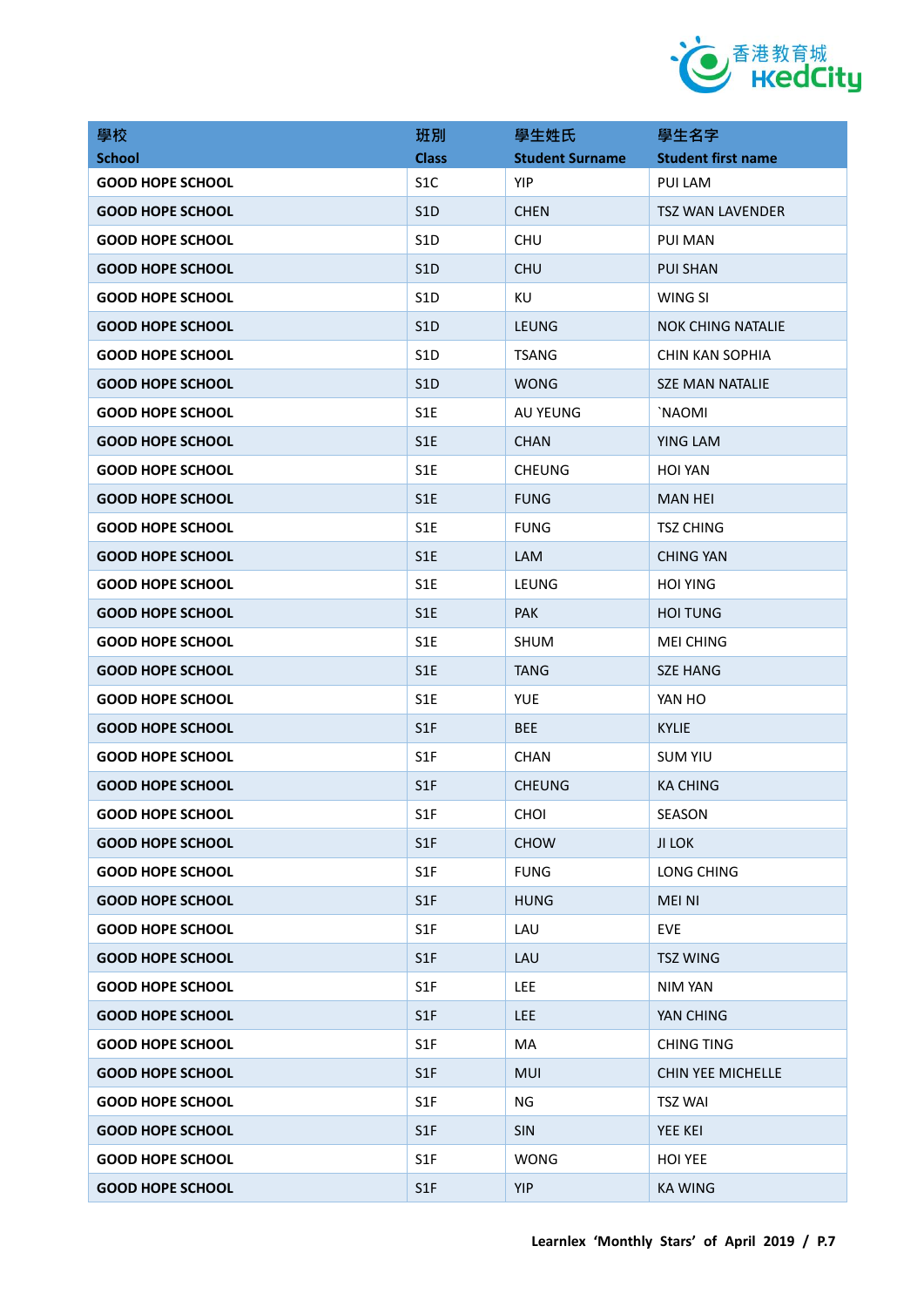| 學校<br>School | 班別<br>Class | 學生姓氏<br>Student Surname | 學生名字<br>Student first name |
|---|---|---|---|
| GOOD HOPE SCHOOL | S1C | YIP | PUI LAM |
| GOOD HOPE SCHOOL | S1D | CHEN | TSZ WAN LAVENDER |
| GOOD HOPE SCHOOL | S1D | CHU | PUI MAN |
| GOOD HOPE SCHOOL | S1D | CHU | PUI SHAN |
| GOOD HOPE SCHOOL | S1D | KU | WING SI |
| GOOD HOPE SCHOOL | S1D | LEUNG | NOK CHING NATALIE |
| GOOD HOPE SCHOOL | S1D | TSANG | CHIN KAN SOPHIA |
| GOOD HOPE SCHOOL | S1D | WONG | SZE MAN NATALIE |
| GOOD HOPE SCHOOL | S1E | AU YEUNG | `NAOMI |
| GOOD HOPE SCHOOL | S1E | CHAN | YING LAM |
| GOOD HOPE SCHOOL | S1E | CHEUNG | HOI YAN |
| GOOD HOPE SCHOOL | S1E | FUNG | MAN HEI |
| GOOD HOPE SCHOOL | S1E | FUNG | TSZ CHING |
| GOOD HOPE SCHOOL | S1E | LAM | CHING YAN |
| GOOD HOPE SCHOOL | S1E | LEUNG | HOI YING |
| GOOD HOPE SCHOOL | S1E | PAK | HOI TUNG |
| GOOD HOPE SCHOOL | S1E | SHUM | MEI CHING |
| GOOD HOPE SCHOOL | S1E | TANG | SZE HANG |
| GOOD HOPE SCHOOL | S1E | YUE | YAN HO |
| GOOD HOPE SCHOOL | S1F | BEE | KYLIE |
| GOOD HOPE SCHOOL | S1F | CHAN | SUM YIU |
| GOOD HOPE SCHOOL | S1F | CHEUNG | KA CHING |
| GOOD HOPE SCHOOL | S1F | CHOI | SEASON |
| GOOD HOPE SCHOOL | S1F | CHOW | JI LOK |
| GOOD HOPE SCHOOL | S1F | FUNG | LONG CHING |
| GOOD HOPE SCHOOL | S1F | HUNG | MEI NI |
| GOOD HOPE SCHOOL | S1F | LAU | EVE |
| GOOD HOPE SCHOOL | S1F | LAU | TSZ WING |
| GOOD HOPE SCHOOL | S1F | LEE | NIM YAN |
| GOOD HOPE SCHOOL | S1F | LEE | YAN CHING |
| GOOD HOPE SCHOOL | S1F | MA | CHING TING |
| GOOD HOPE SCHOOL | S1F | MUI | CHIN YEE MICHELLE |
| GOOD HOPE SCHOOL | S1F | NG | TSZ WAI |
| GOOD HOPE SCHOOL | S1F | SIN | YEE KEI |
| GOOD HOPE SCHOOL | S1F | WONG | HOI YEE |
| GOOD HOPE SCHOOL | S1F | YIP | KA WING |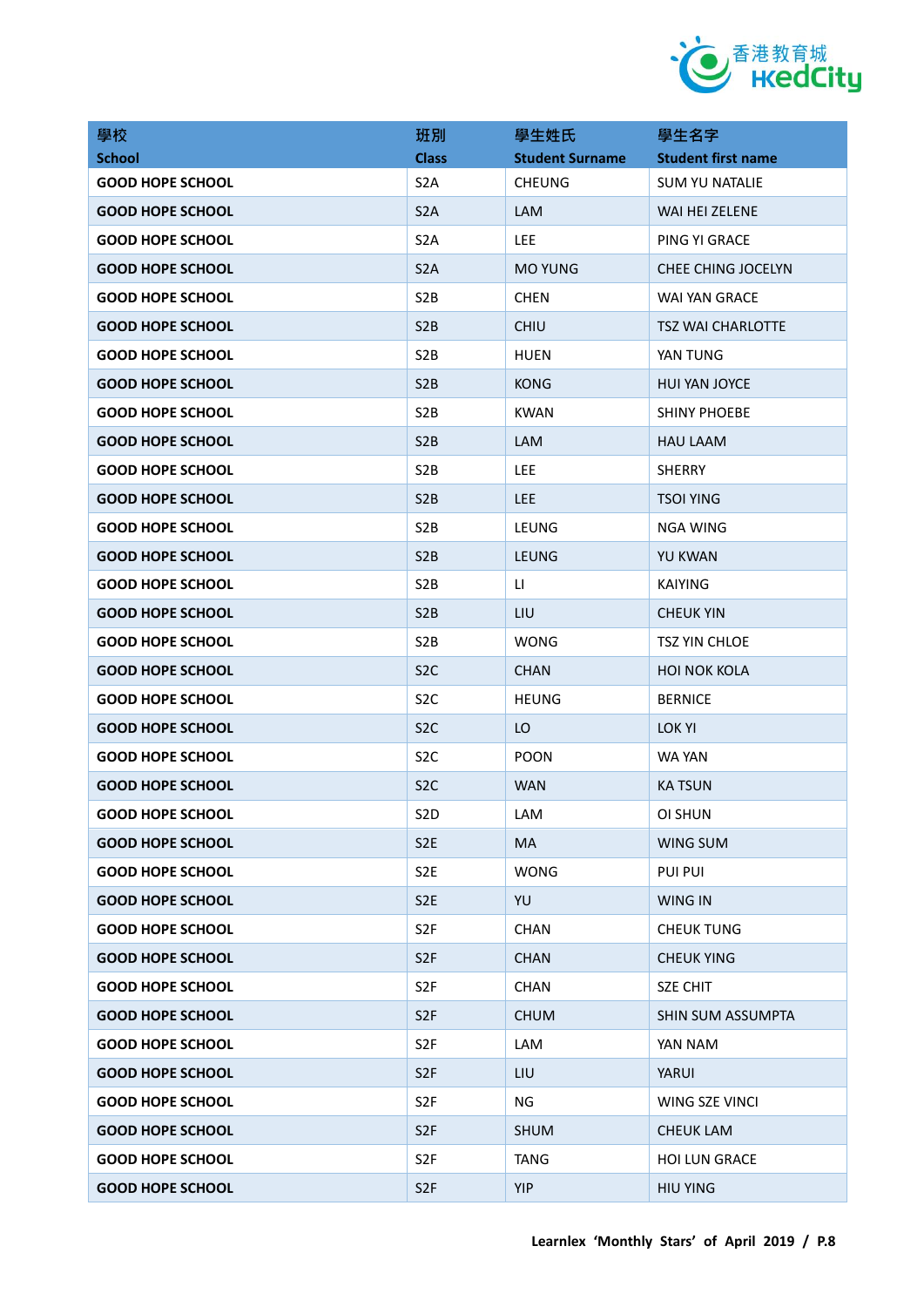| 學校<br>School | 班別<br>Class | 學生姓氏<br>Student Surname | 學生名字<br>Student first name |
|---|---|---|---|
| GOOD HOPE SCHOOL | S2A | CHEUNG | SUM YU NATALIE |
| GOOD HOPE SCHOOL | S2A | LAM | WAI HEI ZELENE |
| GOOD HOPE SCHOOL | S2A | LEE | PING YI GRACE |
| GOOD HOPE SCHOOL | S2A | MO YUNG | CHEE CHING JOCELYN |
| GOOD HOPE SCHOOL | S2B | CHEN | WAI YAN GRACE |
| GOOD HOPE SCHOOL | S2B | CHIU | TSZ WAI CHARLOTTE |
| GOOD HOPE SCHOOL | S2B | HUEN | YAN TUNG |
| GOOD HOPE SCHOOL | S2B | KONG | HUI YAN JOYCE |
| GOOD HOPE SCHOOL | S2B | KWAN | SHINY PHOEBE |
| GOOD HOPE SCHOOL | S2B | LAM | HAU LAAM |
| GOOD HOPE SCHOOL | S2B | LEE | SHERRY |
| GOOD HOPE SCHOOL | S2B | LEE | TSOI YING |
| GOOD HOPE SCHOOL | S2B | LEUNG | NGA WING |
| GOOD HOPE SCHOOL | S2B | LEUNG | YU KWAN |
| GOOD HOPE SCHOOL | S2B | LI | KAIYING |
| GOOD HOPE SCHOOL | S2B | LIU | CHEUK YIN |
| GOOD HOPE SCHOOL | S2B | WONG | TSZ YIN CHLOE |
| GOOD HOPE SCHOOL | S2C | CHAN | HOI NOK KOLA |
| GOOD HOPE SCHOOL | S2C | HEUNG | BERNICE |
| GOOD HOPE SCHOOL | S2C | LO | LOK YI |
| GOOD HOPE SCHOOL | S2C | POON | WA YAN |
| GOOD HOPE SCHOOL | S2C | WAN | KA TSUN |
| GOOD HOPE SCHOOL | S2D | LAM | OI SHUN |
| GOOD HOPE SCHOOL | S2E | MA | WING SUM |
| GOOD HOPE SCHOOL | S2E | WONG | PUI PUI |
| GOOD HOPE SCHOOL | S2E | YU | WING IN |
| GOOD HOPE SCHOOL | S2F | CHAN | CHEUK TUNG |
| GOOD HOPE SCHOOL | S2F | CHAN | CHEUK YING |
| GOOD HOPE SCHOOL | S2F | CHAN | SZE CHIT |
| GOOD HOPE SCHOOL | S2F | CHUM | SHIN SUM ASSUMPTA |
| GOOD HOPE SCHOOL | S2F | LAM | YAN NAM |
| GOOD HOPE SCHOOL | S2F | LIU | YARUI |
| GOOD HOPE SCHOOL | S2F | NG | WING SZE VINCI |
| GOOD HOPE SCHOOL | S2F | SHUM | CHEUK LAM |
| GOOD HOPE SCHOOL | S2F | TANG | HOI LUN GRACE |
| GOOD HOPE SCHOOL | S2F | YIP | HIU YING |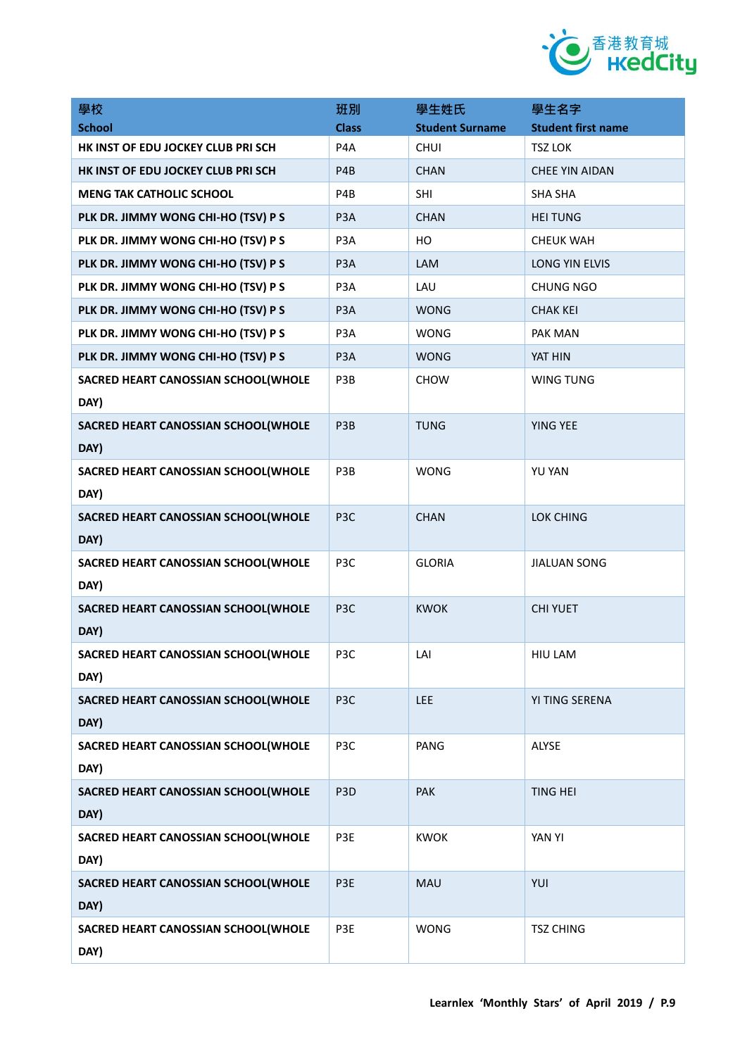| 學校<br>School | 班別<br>Class | 學生姓氏<br>Student Surname | 學生名字<br>Student first name |
|---|---|---|---|
| HK INST OF EDU JOCKEY CLUB PRI SCH | P4A | CHUI | TSZ LOK |
| HK INST OF EDU JOCKEY CLUB PRI SCH | P4B | CHAN | CHEE YIN AIDAN |
| MENG TAK CATHOLIC SCHOOL | P4B | SHI | SHA SHA |
| PLK DR. JIMMY WONG CHI-HO (TSV) P S | P3A | CHAN | HEI TUNG |
| PLK DR. JIMMY WONG CHI-HO (TSV) P S | P3A | HO | CHEUK WAH |
| PLK DR. JIMMY WONG CHI-HO (TSV) P S | P3A | LAM | LONG YIN ELVIS |
| PLK DR. JIMMY WONG CHI-HO (TSV) P S | P3A | LAU | CHUNG NGO |
| PLK DR. JIMMY WONG CHI-HO (TSV) P S | P3A | WONG | CHAK KEI |
| PLK DR. JIMMY WONG CHI-HO (TSV) P S | P3A | WONG | PAK MAN |
| PLK DR. JIMMY WONG CHI-HO (TSV) P S | P3A | WONG | YAT HIN |
| SACRED HEART CANOSSIAN SCHOOL(WHOLE DAY) | P3B | CHOW | WING TUNG |
| SACRED HEART CANOSSIAN SCHOOL(WHOLE DAY) | P3B | TUNG | YING YEE |
| SACRED HEART CANOSSIAN SCHOOL(WHOLE DAY) | P3B | WONG | YU YAN |
| SACRED HEART CANOSSIAN SCHOOL(WHOLE DAY) | P3C | CHAN | LOK CHING |
| SACRED HEART CANOSSIAN SCHOOL(WHOLE DAY) | P3C | GLORIA | JIALUAN SONG |
| SACRED HEART CANOSSIAN SCHOOL(WHOLE DAY) | P3C | KWOK | CHI YUET |
| SACRED HEART CANOSSIAN SCHOOL(WHOLE DAY) | P3C | LAI | HIU LAM |
| SACRED HEART CANOSSIAN SCHOOL(WHOLE DAY) | P3C | LEE | YI TING SERENA |
| SACRED HEART CANOSSIAN SCHOOL(WHOLE DAY) | P3C | PANG | ALYSE |
| SACRED HEART CANOSSIAN SCHOOL(WHOLE DAY) | P3D | PAK | TING HEI |
| SACRED HEART CANOSSIAN SCHOOL(WHOLE DAY) | P3E | KWOK | YAN YI |
| SACRED HEART CANOSSIAN SCHOOL(WHOLE DAY) | P3E | MAU | YUI |
| SACRED HEART CANOSSIAN SCHOOL(WHOLE DAY) | P3E | WONG | TSZ CHING |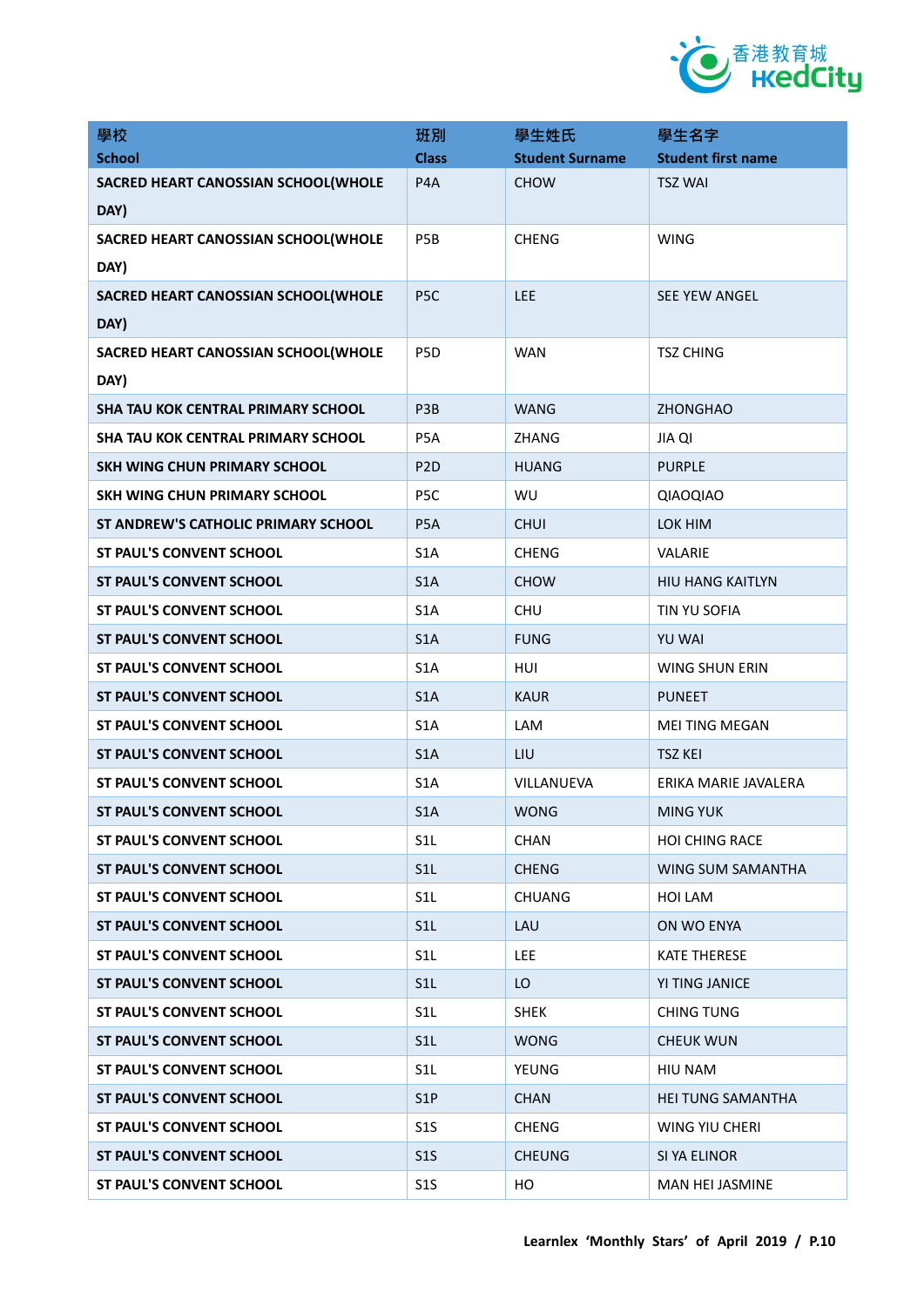| 學校<br>School | 班別<br>Class | 學生姓氏<br>Student Surname | 學生名字<br>Student first name |
|---|---|---|---|
| SACRED HEART CANOSSIAN SCHOOL(WHOLE DAY) | P4A | CHOW | TSZ WAI |
| SACRED HEART CANOSSIAN SCHOOL(WHOLE DAY) | P5B | CHENG | WING |
| SACRED HEART CANOSSIAN SCHOOL(WHOLE DAY) | P5C | LEE | SEE YEW ANGEL |
| SACRED HEART CANOSSIAN SCHOOL(WHOLE DAY) | P5D | WAN | TSZ CHING |
| SHA TAU KOK CENTRAL PRIMARY SCHOOL | P3B | WANG | ZHONGHAO |
| SHA TAU KOK CENTRAL PRIMARY SCHOOL | P5A | ZHANG | JIA QI |
| SKH WING CHUN PRIMARY SCHOOL | P2D | HUANG | PURPLE |
| SKH WING CHUN PRIMARY SCHOOL | P5C | WU | QIAOQIAO |
| ST ANDREW'S CATHOLIC PRIMARY SCHOOL | P5A | CHUI | LOK HIM |
| ST PAUL'S CONVENT SCHOOL | S1A | CHENG | VALARIE |
| ST PAUL'S CONVENT SCHOOL | S1A | CHOW | HIU HANG KAITLYN |
| ST PAUL'S CONVENT SCHOOL | S1A | CHU | TIN YU SOFIA |
| ST PAUL'S CONVENT SCHOOL | S1A | FUNG | YU WAI |
| ST PAUL'S CONVENT SCHOOL | S1A | HUI | WING SHUN ERIN |
| ST PAUL'S CONVENT SCHOOL | S1A | KAUR | PUNEET |
| ST PAUL'S CONVENT SCHOOL | S1A | LAM | MEI TING MEGAN |
| ST PAUL'S CONVENT SCHOOL | S1A | LIU | TSZ KEI |
| ST PAUL'S CONVENT SCHOOL | S1A | VILLANUEVA | ERIKA MARIE JAVALERA |
| ST PAUL'S CONVENT SCHOOL | S1A | WONG | MING YUK |
| ST PAUL'S CONVENT SCHOOL | S1L | CHAN | HOI CHING RACE |
| ST PAUL'S CONVENT SCHOOL | S1L | CHENG | WING SUM SAMANTHA |
| ST PAUL'S CONVENT SCHOOL | S1L | CHUANG | HOI LAM |
| ST PAUL'S CONVENT SCHOOL | S1L | LAU | ON WO ENYA |
| ST PAUL'S CONVENT SCHOOL | S1L | LEE | KATE THERESE |
| ST PAUL'S CONVENT SCHOOL | S1L | LO | YI TING JANICE |
| ST PAUL'S CONVENT SCHOOL | S1L | SHEK | CHING TUNG |
| ST PAUL'S CONVENT SCHOOL | S1L | WONG | CHEUK WUN |
| ST PAUL'S CONVENT SCHOOL | S1L | YEUNG | HIU NAM |
| ST PAUL'S CONVENT SCHOOL | S1P | CHAN | HEI TUNG SAMANTHA |
| ST PAUL'S CONVENT SCHOOL | S1S | CHENG | WING YIU CHERI |
| ST PAUL'S CONVENT SCHOOL | S1S | CHEUNG | SI YA ELINOR |
| ST PAUL'S CONVENT SCHOOL | S1S | HO | MAN HEI JASMINE |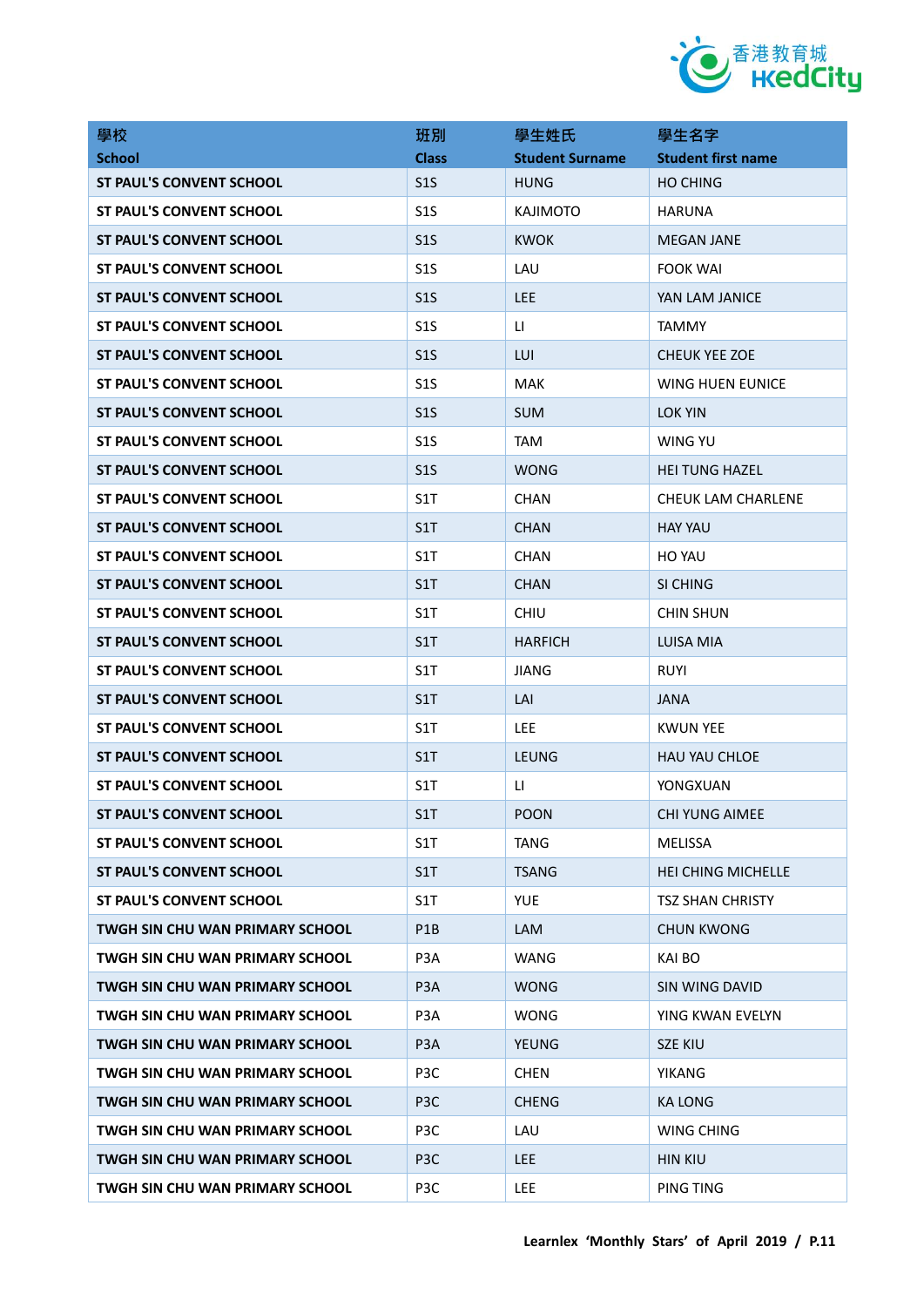| 學校<br>School | 班別<br>Class | 學生姓氏<br>Student Surname | 學生名字<br>Student first name |
|---|---|---|---|
| ST PAUL'S CONVENT SCHOOL | S1S | HUNG | HO CHING |
| ST PAUL'S CONVENT SCHOOL | S1S | KAJIMOTO | HARUNA |
| ST PAUL'S CONVENT SCHOOL | S1S | KWOK | MEGAN JANE |
| ST PAUL'S CONVENT SCHOOL | S1S | LAU | FOOK WAI |
| ST PAUL'S CONVENT SCHOOL | S1S | LEE | YAN LAM JANICE |
| ST PAUL'S CONVENT SCHOOL | S1S | LI | TAMMY |
| ST PAUL'S CONVENT SCHOOL | S1S | LUI | CHEUK YEE ZOE |
| ST PAUL'S CONVENT SCHOOL | S1S | MAK | WING HUEN EUNICE |
| ST PAUL'S CONVENT SCHOOL | S1S | SUM | LOK YIN |
| ST PAUL'S CONVENT SCHOOL | S1S | TAM | WING YU |
| ST PAUL'S CONVENT SCHOOL | S1S | WONG | HEI TUNG HAZEL |
| ST PAUL'S CONVENT SCHOOL | S1T | CHAN | CHEUK LAM CHARLENE |
| ST PAUL'S CONVENT SCHOOL | S1T | CHAN | HAY YAU |
| ST PAUL'S CONVENT SCHOOL | S1T | CHAN | HO YAU |
| ST PAUL'S CONVENT SCHOOL | S1T | CHAN | SI CHING |
| ST PAUL'S CONVENT SCHOOL | S1T | CHIU | CHIN SHUN |
| ST PAUL'S CONVENT SCHOOL | S1T | HARFICH | LUISA MIA |
| ST PAUL'S CONVENT SCHOOL | S1T | JIANG | RUYI |
| ST PAUL'S CONVENT SCHOOL | S1T | LAI | JANA |
| ST PAUL'S CONVENT SCHOOL | S1T | LEE | KWUN YEE |
| ST PAUL'S CONVENT SCHOOL | S1T | LEUNG | HAU YAU CHLOE |
| ST PAUL'S CONVENT SCHOOL | S1T | LI | YONGXUAN |
| ST PAUL'S CONVENT SCHOOL | S1T | POON | CHI YUNG AIMEE |
| ST PAUL'S CONVENT SCHOOL | S1T | TANG | MELISSA |
| ST PAUL'S CONVENT SCHOOL | S1T | TSANG | HEI CHING MICHELLE |
| ST PAUL'S CONVENT SCHOOL | S1T | YUE | TSZ SHAN CHRISTY |
| TWGH SIN CHU WAN PRIMARY SCHOOL | P1B | LAM | CHUN KWONG |
| TWGH SIN CHU WAN PRIMARY SCHOOL | P3A | WANG | KAI BO |
| TWGH SIN CHU WAN PRIMARY SCHOOL | P3A | WONG | SIN WING DAVID |
| TWGH SIN CHU WAN PRIMARY SCHOOL | P3A | WONG | YING KWAN EVELYN |
| TWGH SIN CHU WAN PRIMARY SCHOOL | P3A | YEUNG | SZE KIU |
| TWGH SIN CHU WAN PRIMARY SCHOOL | P3C | CHEN | YIKANG |
| TWGH SIN CHU WAN PRIMARY SCHOOL | P3C | CHENG | KA LONG |
| TWGH SIN CHU WAN PRIMARY SCHOOL | P3C | LAU | WING CHING |
| TWGH SIN CHU WAN PRIMARY SCHOOL | P3C | LEE | HIN KIU |
| TWGH SIN CHU WAN PRIMARY SCHOOL | P3C | LEE | PING TING |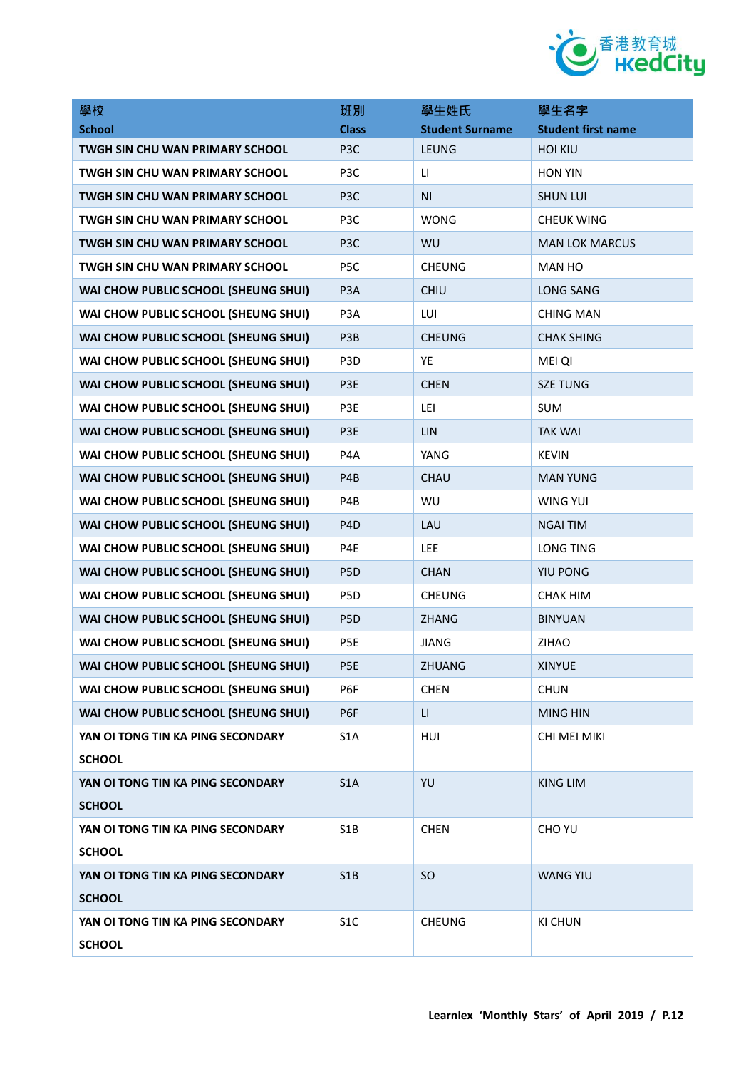| 學校<br>School | 班別<br>Class | 學生姓氏<br>Student Surname | 學生名字<br>Student first name |
|---|---|---|---|
| TWGH SIN CHU WAN PRIMARY SCHOOL | P3C | LEUNG | HOI KIU |
| TWGH SIN CHU WAN PRIMARY SCHOOL | P3C | LI | HON YIN |
| TWGH SIN CHU WAN PRIMARY SCHOOL | P3C | NI | SHUN LUI |
| TWGH SIN CHU WAN PRIMARY SCHOOL | P3C | WONG | CHEUK WING |
| TWGH SIN CHU WAN PRIMARY SCHOOL | P3C | WU | MAN LOK MARCUS |
| TWGH SIN CHU WAN PRIMARY SCHOOL | P5C | CHEUNG | MAN HO |
| WAI CHOW PUBLIC SCHOOL (SHEUNG SHUI) | P3A | CHIU | LONG SANG |
| WAI CHOW PUBLIC SCHOOL (SHEUNG SHUI) | P3A | LUI | CHING MAN |
| WAI CHOW PUBLIC SCHOOL (SHEUNG SHUI) | P3B | CHEUNG | CHAK SHING |
| WAI CHOW PUBLIC SCHOOL (SHEUNG SHUI) | P3D | YE | MEI QI |
| WAI CHOW PUBLIC SCHOOL (SHEUNG SHUI) | P3E | CHEN | SZE TUNG |
| WAI CHOW PUBLIC SCHOOL (SHEUNG SHUI) | P3E | LEI | SUM |
| WAI CHOW PUBLIC SCHOOL (SHEUNG SHUI) | P3E | LIN | TAK WAI |
| WAI CHOW PUBLIC SCHOOL (SHEUNG SHUI) | P4A | YANG | KEVIN |
| WAI CHOW PUBLIC SCHOOL (SHEUNG SHUI) | P4B | CHAU | MAN YUNG |
| WAI CHOW PUBLIC SCHOOL (SHEUNG SHUI) | P4B | WU | WING YUI |
| WAI CHOW PUBLIC SCHOOL (SHEUNG SHUI) | P4D | LAU | NGAI TIM |
| WAI CHOW PUBLIC SCHOOL (SHEUNG SHUI) | P4E | LEE | LONG TING |
| WAI CHOW PUBLIC SCHOOL (SHEUNG SHUI) | P5D | CHAN | YIU PONG |
| WAI CHOW PUBLIC SCHOOL (SHEUNG SHUI) | P5D | CHEUNG | CHAK HIM |
| WAI CHOW PUBLIC SCHOOL (SHEUNG SHUI) | P5D | ZHANG | BINYUAN |
| WAI CHOW PUBLIC SCHOOL (SHEUNG SHUI) | P5E | JIANG | ZIHAO |
| WAI CHOW PUBLIC SCHOOL (SHEUNG SHUI) | P5E | ZHUANG | XINYUE |
| WAI CHOW PUBLIC SCHOOL (SHEUNG SHUI) | P6F | CHEN | CHUN |
| WAI CHOW PUBLIC SCHOOL (SHEUNG SHUI) | P6F | LI | MING HIN |
| YAN OI TONG TIN KA PING SECONDARY SCHOOL | S1A | HUI | CHI MEI MIKI |
| YAN OI TONG TIN KA PING SECONDARY SCHOOL | S1A | YU | KING LIM |
| YAN OI TONG TIN KA PING SECONDARY SCHOOL | S1B | CHEN | CHO YU |
| YAN OI TONG TIN KA PING SECONDARY SCHOOL | S1B | SO | WANG YIU |
| YAN OI TONG TIN KA PING SECONDARY SCHOOL | S1C | CHEUNG | KI CHUN |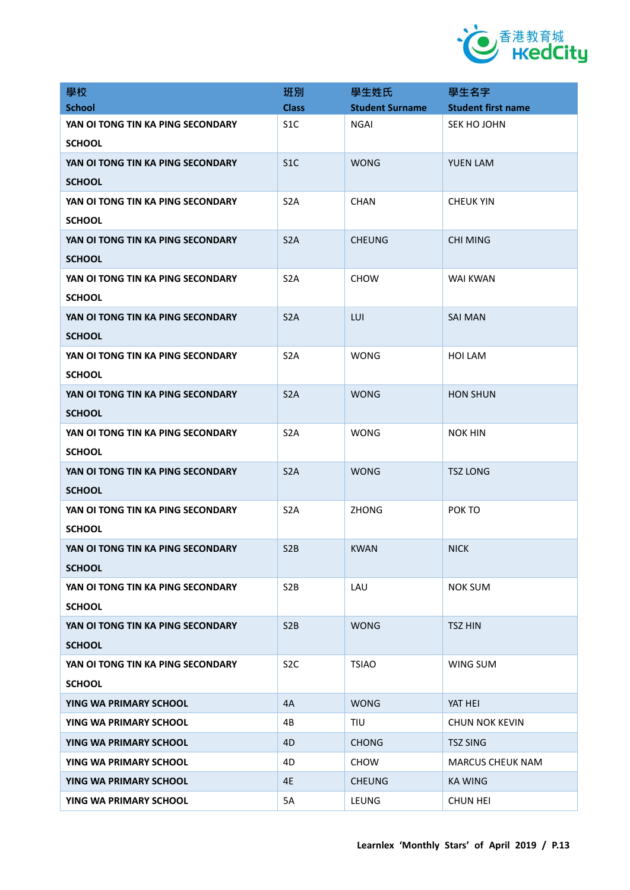| 學校<br>School | 班別<br>Class | 學生姓氏<br>Student Surname | 學生名字<br>Student first name |
|---|---|---|---|
| YAN OI TONG TIN KA PING SECONDARY SCHOOL | S1C | NGAI | SEK HO JOHN |
| YAN OI TONG TIN KA PING SECONDARY SCHOOL | S1C | WONG | YUEN LAM |
| YAN OI TONG TIN KA PING SECONDARY SCHOOL | S2A | CHAN | CHEUK YIN |
| YAN OI TONG TIN KA PING SECONDARY SCHOOL | S2A | CHEUNG | CHI MING |
| YAN OI TONG TIN KA PING SECONDARY SCHOOL | S2A | CHOW | WAI KWAN |
| YAN OI TONG TIN KA PING SECONDARY SCHOOL | S2A | LUI | SAI MAN |
| YAN OI TONG TIN KA PING SECONDARY SCHOOL | S2A | WONG | HOI LAM |
| YAN OI TONG TIN KA PING SECONDARY SCHOOL | S2A | WONG | HON SHUN |
| YAN OI TONG TIN KA PING SECONDARY SCHOOL | S2A | WONG | NOK HIN |
| YAN OI TONG TIN KA PING SECONDARY SCHOOL | S2A | WONG | TSZ LONG |
| YAN OI TONG TIN KA PING SECONDARY SCHOOL | S2A | ZHONG | POK TO |
| YAN OI TONG TIN KA PING SECONDARY SCHOOL | S2B | KWAN | NICK |
| YAN OI TONG TIN KA PING SECONDARY SCHOOL | S2B | LAU | NOK SUM |
| YAN OI TONG TIN KA PING SECONDARY SCHOOL | S2B | WONG | TSZ HIN |
| YAN OI TONG TIN KA PING SECONDARY SCHOOL | S2C | TSIAO | WING SUM |
| YING WA PRIMARY SCHOOL | 4A | WONG | YAT HEI |
| YING WA PRIMARY SCHOOL | 4B | TIU | CHUN NOK KEVIN |
| YING WA PRIMARY SCHOOL | 4D | CHONG | TSZ SING |
| YING WA PRIMARY SCHOOL | 4D | CHOW | MARCUS CHEUK NAM |
| YING WA PRIMARY SCHOOL | 4E | CHEUNG | KA WING |
| YING WA PRIMARY SCHOOL | 5A | LEUNG | CHUN HEI |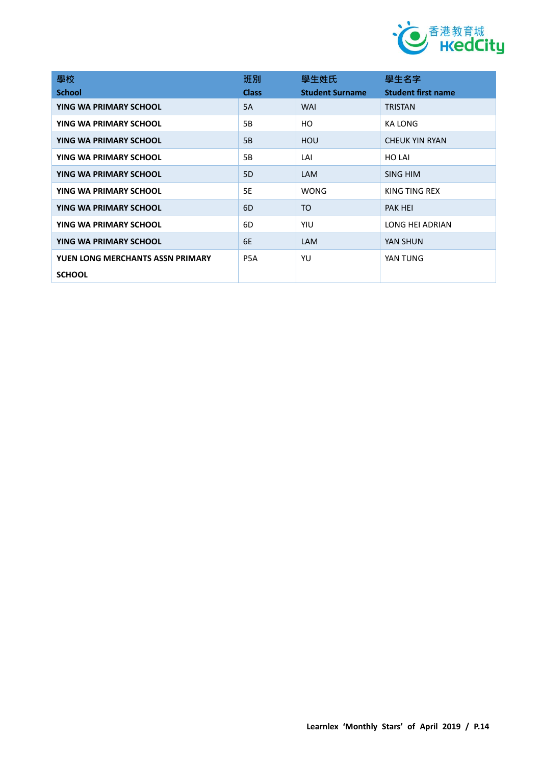| 學校<br>School | 班別<br>Class | 學生姓氏<br>Student Surname | 學生名字<br>Student first name |
|---|---|---|---|
| **YING WA PRIMARY SCHOOL** | 5A | WAI | TRISTAN |
| **YING WA PRIMARY SCHOOL** | 5B | HO | KA LONG |
| **YING WA PRIMARY SCHOOL** | 5B | HOU | CHEUK YIN RYAN |
| **YING WA PRIMARY SCHOOL** | 5B | LAI | HO LAI |
| **YING WA PRIMARY SCHOOL** | 5D | LAM | SING HIM |
| **YING WA PRIMARY SCHOOL** | 5E | WONG | KING TING REX |
| **YING WA PRIMARY SCHOOL** | 6D | TO | PAK HEI |
| **YING WA PRIMARY SCHOOL** | 6D | YIU | LONG HEI ADRIAN |
| **YING WA PRIMARY SCHOOL** | 6E | LAM | YAN SHUN |
| **YUEN LONG MERCHANTS ASSN PRIMARY SCHOOL** | P5A | YU | YAN TUNG |